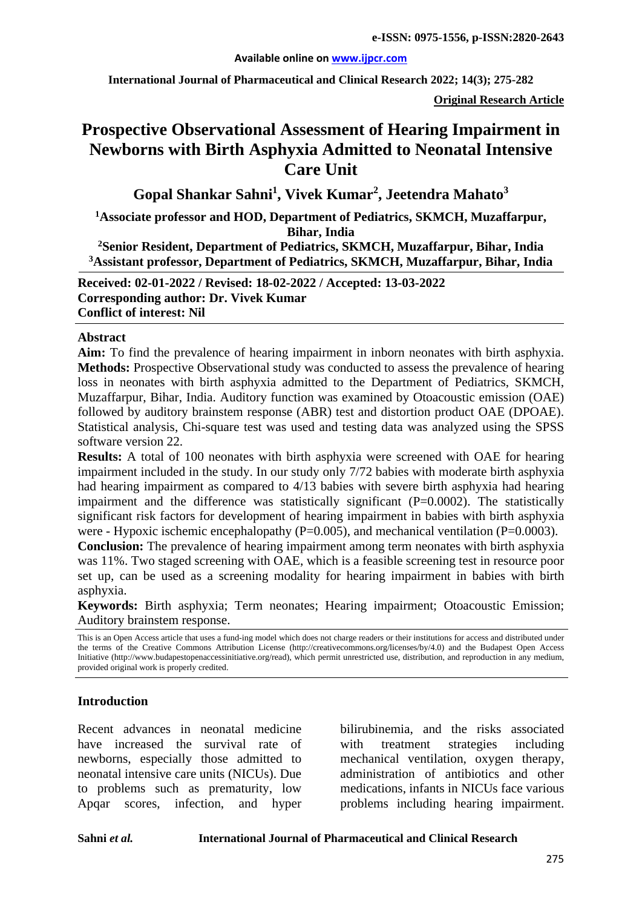**Original Research Article**

# Prospective Observational Assessment of Hearing Impairment in Newborns with Birth Asphyxia Admitted to Neonatal Intensive Care Unit

**Gopal Shankar Sahni[1], Vivek Kumar[2], Jeetendra Mahato[3]**

**[1]Associate professor and HOD, Department of Pediatrics, SKMCH, Muzaffarpur, Bihar, India**

**[2]Senior Resident, Department of Pediatrics, SKMCH, Muzaffarpur, Bihar, India**

**[3]Assistant professor, Department of Pediatrics, SKMCH, Muzaffarpur, Bihar, India**

**Received: 02-01-2022 / Revised: 18-02-2022 / Accepted: 13-03-2022**
**Corresponding author: Dr. Vivek Kumar**
**Conflict of interest: Nil**

## Abstract

**Aim:** To find the prevalence of hearing impairment in inborn neonates with birth asphyxia.

**Methods:** Prospective Observational study was conducted to assess the prevalence of hearing loss in neonates with birth asphyxia admitted to the Department of Pediatrics, SKMCH, Muzaffarpur, Bihar, India. Auditory function was examined by Otoacoustic emission (OAE) followed by auditory brainstem response (ABR) test and distortion product OAE (DPOAE). Statistical analysis, Chi-square test was used and testing data was analyzed using the SPSS software version 22.

**Results:** A total of 100 neonates with birth asphyxia were screened with OAE for hearing impairment included in the study. In our study only 7/72 babies with moderate birth asphyxia had hearing impairment as compared to 4/13 babies with severe birth asphyxia had hearing impairment and the difference was statistically significant (P=0.0002). The statistically significant risk factors for development of hearing impairment in babies with birth asphyxia were - Hypoxic ischemic encephalopathy (P=0.005), and mechanical ventilation (P=0.0003).

**Conclusion:** The prevalence of hearing impairment among term neonates with birth asphyxia was 11%. Two staged screening with OAE, which is a feasible screening test in resource poor set up, can be used as a screening modality for hearing impairment in babies with birth asphyxia.

**Keywords:** Birth asphyxia; Term neonates; Hearing impairment; Otoacoustic Emission; Auditory brainstem response.

This is an Open Access article that uses a fund-ing model which does not charge readers or their institutions for access and distributed under the terms of the Creative Commons Attribution License (http://creativecommons.org/licenses/by/4.0) and the Budapest Open Access Initiative (http://www.budapestopenaccessinitiative.org/read), which permit unrestricted use, distribution, and reproduction in any medium, provided original work is properly credited.

## Introduction

Recent advances in neonatal medicine have increased the survival rate of newborns, especially those admitted to neonatal intensive care units (NICUs). Due to problems such as prematurity, low Apqar scores, infection, and hyper bilirubinemia, and the risks associated with treatment strategies including mechanical ventilation, oxygen therapy, administration of antibiotics and other medications, infants in NICUs face various problems including hearing impairment.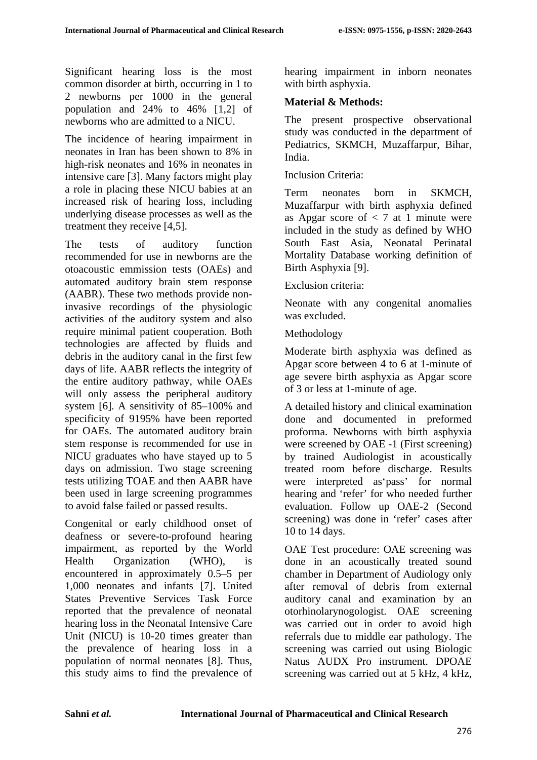Significant hearing loss is the most common disorder at birth, occurring in 1 to 2 newborns per 1000 in the general population and 24% to 46% [1,2] of newborns who are admitted to a NICU.

The incidence of hearing impairment in neonates in Iran has been shown to 8% in high-risk neonates and 16% in neonates in intensive care [3]. Many factors might play a role in placing these NICU babies at an increased risk of hearing loss, including underlying disease processes as well as the treatment they receive [4,5].

The tests of auditory function recommended for use in newborns are the otoacoustic emmission tests (OAEs) and automated auditory brain stem response (AABR). These two methods provide non-invasive recordings of the physiologic activities of the auditory system and also require minimal patient cooperation. Both technologies are affected by fluids and debris in the auditory canal in the first few days of life. AABR reflects the integrity of the entire auditory pathway, while OAEs will only assess the peripheral auditory system [6]. A sensitivity of 85–100% and specificity of 9195% have been reported for OAEs. The automated auditory brain stem response is recommended for use in NICU graduates who have stayed up to 5 days on admission. Two stage screening tests utilizing TOAE and then AABR have been used in large screening programmes to avoid false failed or passed results.

Congenital or early childhood onset of deafness or severe-to-profound hearing impairment, as reported by the World Health Organization (WHO), is encountered in approximately 0.5–5 per 1,000 neonates and infants [7]. United States Preventive Services Task Force reported that the prevalence of neonatal hearing loss in the Neonatal Intensive Care Unit (NICU) is 10-20 times greater than the prevalence of hearing loss in a population of normal neonates [8]. Thus, this study aims to find the prevalence of hearing impairment in inborn neonates with birth asphyxia.

## Material & Methods:

The present prospective observational study was conducted in the department of Pediatrics, SKMCH, Muzaffarpur, Bihar, India.

Inclusion Criteria:

Term neonates born in SKMCH, Muzaffarpur with birth asphyxia defined as Apgar score of < 7 at 1 minute were included in the study as defined by WHO South East Asia, Neonatal Perinatal Mortality Database working definition of Birth Asphyxia [9].

Exclusion criteria:

Neonate with any congenital anomalies was excluded.

Methodology

Moderate birth asphyxia was defined as Apgar score between 4 to 6 at 1-minute of age severe birth asphyxia as Apgar score of 3 or less at 1-minute of age.

A detailed history and clinical examination done and documented in preformed proforma. Newborns with birth asphyxia were screened by OAE -1 (First screening) by trained Audiologist in acoustically treated room before discharge. Results were interpreted as'pass' for normal hearing and 'refer' for who needed further evaluation. Follow up OAE-2 (Second screening) was done in 'refer' cases after 10 to 14 days.

OAE Test procedure: OAE screening was done in an acoustically treated sound chamber in Department of Audiology only after removal of debris from external auditory canal and examination by an otorhinolarynogologist. OAE screening was carried out in order to avoid high referrals due to middle ear pathology. The screening was carried out using Biologic Natus AUDX Pro instrument. DPOAE screening was carried out at 5 kHz, 4 kHz,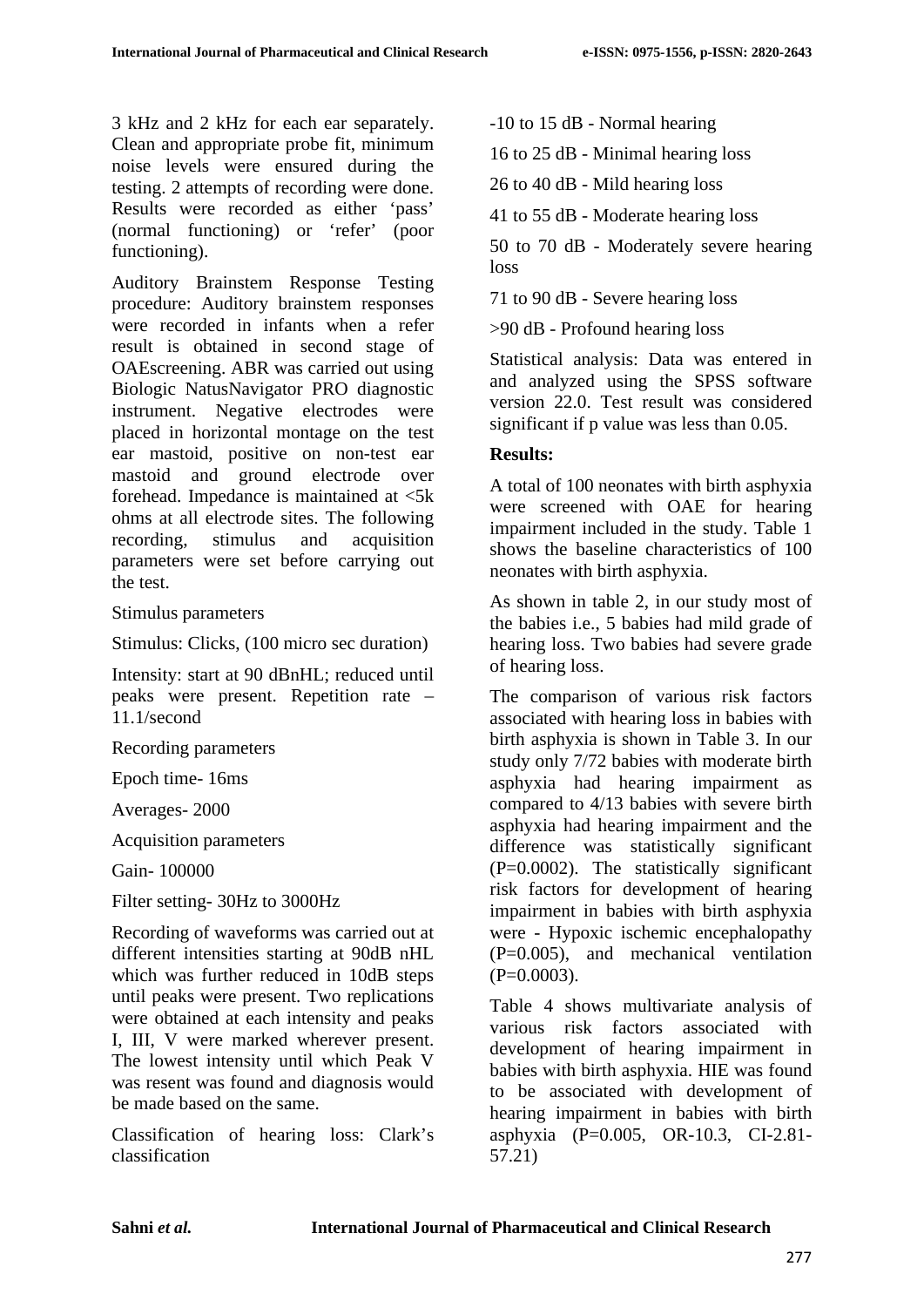3 kHz and 2 kHz for each ear separately. Clean and appropriate probe fit, minimum noise levels were ensured during the testing. 2 attempts of recording were done. Results were recorded as either 'pass' (normal functioning) or 'refer' (poor functioning).

Auditory Brainstem Response Testing procedure: Auditory brainstem responses were recorded in infants when a refer result is obtained in second stage of OAEscreening. ABR was carried out using Biologic NatusNavigator PRO diagnostic instrument. Negative electrodes were placed in horizontal montage on the test ear mastoid, positive on non-test ear mastoid and ground electrode over forehead. Impedance is maintained at <5k ohms at all electrode sites. The following recording, stimulus and acquisition parameters were set before carrying out the test.

Stimulus parameters

Stimulus: Clicks, (100 micro sec duration)

Intensity: start at 90 dBnHL; reduced until peaks were present. Repetition rate – 11.1/second

Recording parameters

Epoch time- 16ms

Averages- 2000

Acquisition parameters

Gain- 100000

Filter setting- 30Hz to 3000Hz

Recording of waveforms was carried out at different intensities starting at 90dB nHL which was further reduced in 10dB steps until peaks were present. Two replications were obtained at each intensity and peaks I, III, V were marked wherever present. The lowest intensity until which Peak V was resent was found and diagnosis would be made based on the same.

Classification of hearing loss: Clark's classification

-10 to 15 dB - Normal hearing

16 to 25 dB - Minimal hearing loss

26 to 40 dB - Mild hearing loss

41 to 55 dB - Moderate hearing loss

50 to 70 dB - Moderately severe hearing loss

71 to 90 dB - Severe hearing loss

>90 dB - Profound hearing loss

Statistical analysis: Data was entered in and analyzed using the SPSS software version 22.0. Test result was considered significant if p value was less than 0.05.

**Results:**

A total of 100 neonates with birth asphyxia were screened with OAE for hearing impairment included in the study. Table 1 shows the baseline characteristics of 100 neonates with birth asphyxia.

As shown in table 2, in our study most of the babies i.e., 5 babies had mild grade of hearing loss. Two babies had severe grade of hearing loss.

The comparison of various risk factors associated with hearing loss in babies with birth asphyxia is shown in Table 3. In our study only 7/72 babies with moderate birth asphyxia had hearing impairment as compared to 4/13 babies with severe birth asphyxia had hearing impairment and the difference was statistically significant (P=0.0002). The statistically significant risk factors for development of hearing impairment in babies with birth asphyxia were - Hypoxic ischemic encephalopathy (P=0.005), and mechanical ventilation (P=0.0003).

Table 4 shows multivariate analysis of various risk factors associated with development of hearing impairment in babies with birth asphyxia. HIE was found to be associated with development of hearing impairment in babies with birth asphyxia (P=0.005, OR-10.3, CI-2.81-57.21)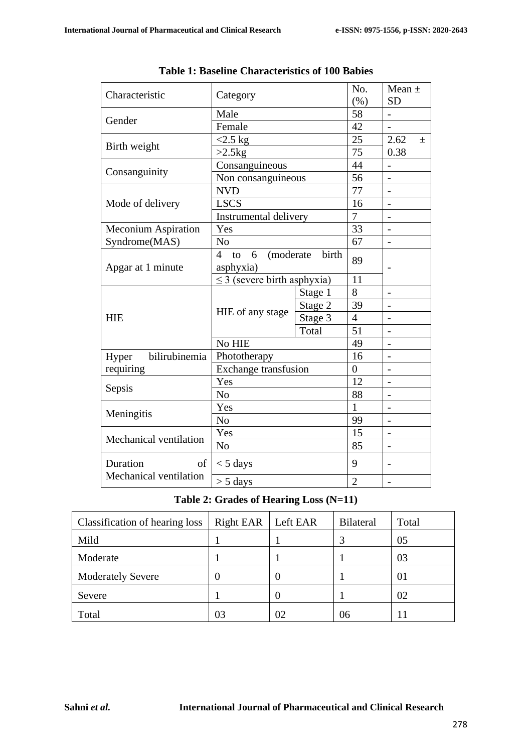**Table 1: Baseline Characteristics of 100 Babies**

| Characteristic | Category | | No. (%) | Mean ± SD |
|---|---|---|---|---|
| Gender | Male | | 58 | - |
| | Female | | 42 | - |
| Birth weight | <2.5 kg | | 25 | 2.62 ± 0.38 |
| | >2.5kg | | 75 | |
| Consanguinity | Consanguineous | | 44 | - |
| | Non consanguineous | | 56 | - |
| Mode of delivery | NVD | | 77 | - |
| | LSCS | | 16 | - |
| | Instrumental delivery | | 7 | - |
| Meconium Aspiration Syndrome(MAS) | Yes | | 33 | - |
| | No | | 67 | - |
| Apgar at 1 minute | 4 to 6 (moderate birth asphyxia) | | 89 | - |
| | ≤ 3 (severe birth asphyxia) | | 11 | |
| HIE | HIE of any stage | Stage 1 | 8 | - |
| | | Stage 2 | 39 | - |
| | | Stage 3 | 4 | - |
| | | Total | 51 | - |
| | No HIE | | 49 | - |
| Hyper bilirubinemia requiring | Phototherapy | | 16 | - |
| | Exchange transfusion | | 0 | - |
| Sepsis | Yes | | 12 | - |
| | No | | 88 | - |
| Meningitis | Yes | | 1 | - |
| | No | | 99 | - |
| Mechanical ventilation | Yes | | 15 | - |
| | No | | 85 | - |
| Duration of Mechanical ventilation | < 5 days | | 9 | - |
| | > 5 days | | 2 | - |

**Table 2: Grades of Hearing Loss (N=11)**

| Classification of hearing loss | Right EAR | Left EAR | Bilateral | Total |
|---|---|---|---|---|
| Mild | 1 | 1 | 3 | 05 |
| Moderate | 1 | 1 | 1 | 03 |
| Moderately Severe | 0 | 0 | 1 | 01 |
| Severe | 1 | 0 | 1 | 02 |
| Total | 03 | 02 | 06 | 11 |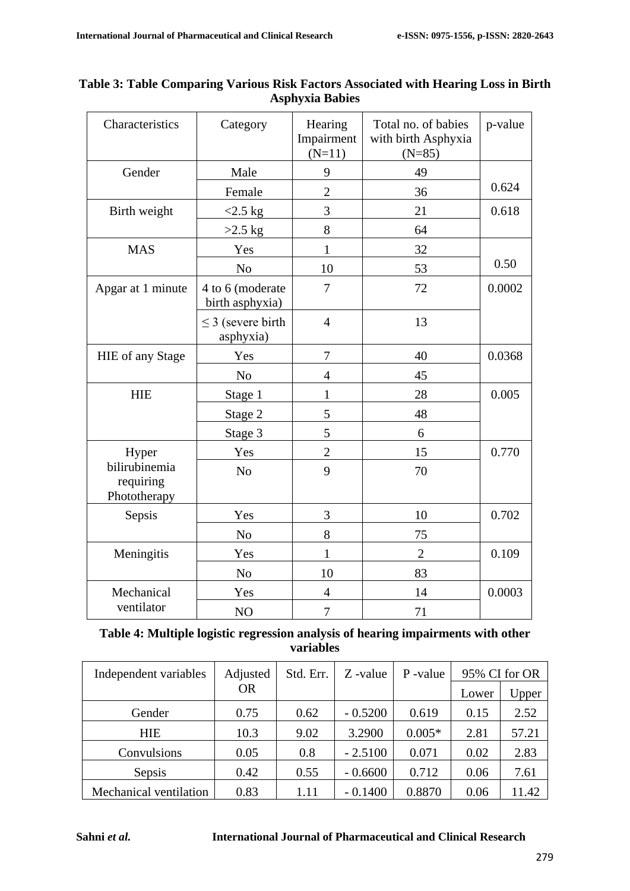**Table 3: Table Comparing Various Risk Factors Associated with Hearing Loss in Birth Asphyxia Babies**

| Characteristics | Category | Hearing Impairment (N=11) | Total no. of babies with birth Asphyxia (N=85) | p-value |
|---|---|---|---|---|
| Gender | Male | 9 | 49 | 0.624 |
| | Female | 2 | 36 | |
| Birth weight | <2.5 kg | 3 | 21 | 0.618 |
| | >2.5 kg | 8 | 64 | |
| MAS | Yes | 1 | 32 | 0.50 |
| | No | 10 | 53 | |
| Apgar at 1 minute | 4 to 6 (moderate birth asphyxia) | 7 | 72 | 0.0002 |
| | ≤ 3 (severe birth asphyxia) | 4 | 13 | |
| HIE of any Stage | Yes | 7 | 40 | 0.0368 |
| | No | 4 | 45 | |
| HIE | Stage 1 | 1 | 28 | 0.005 |
| | Stage 2 | 5 | 48 | |
| | Stage 3 | 5 | 6 | |
| Hyper bilirubinemia requiring Phototherapy | Yes | 2 | 15 | 0.770 |
| | No | 9 | 70 | |
| Sepsis | Yes | 3 | 10 | 0.702 |
| | No | 8 | 75 | |
| Meningitis | Yes | 1 | 2 | 0.109 |
| | No | 10 | 83 | |
| Mechanical ventilator | Yes | 4 | 14 | 0.0003 |
| | NO | 7 | 71 | |

**Table 4: Multiple logistic regression analysis of hearing impairments with other variables**

| Independent variables | Adjusted OR | Std. Err. | Z -value | P -value | 95% CI for OR | |
|---|---|---|---|---|---|---|
| | | | | | Lower | Upper |
| Gender | 0.75 | 0.62 | - 0.5200 | 0.619 | 0.15 | 2.52 |
| HIE | 10.3 | 9.02 | 3.2900 | 0.005* | 2.81 | 57.21 |
| Convulsions | 0.05 | 0.8 | - 2.5100 | 0.071 | 0.02 | 2.83 |
| Sepsis | 0.42 | 0.55 | - 0.6600 | 0.712 | 0.06 | 7.61 |
| Mechanical ventilation | 0.83 | 1.11 | - 0.1400 | 0.8870 | 0.06 | 11.42 |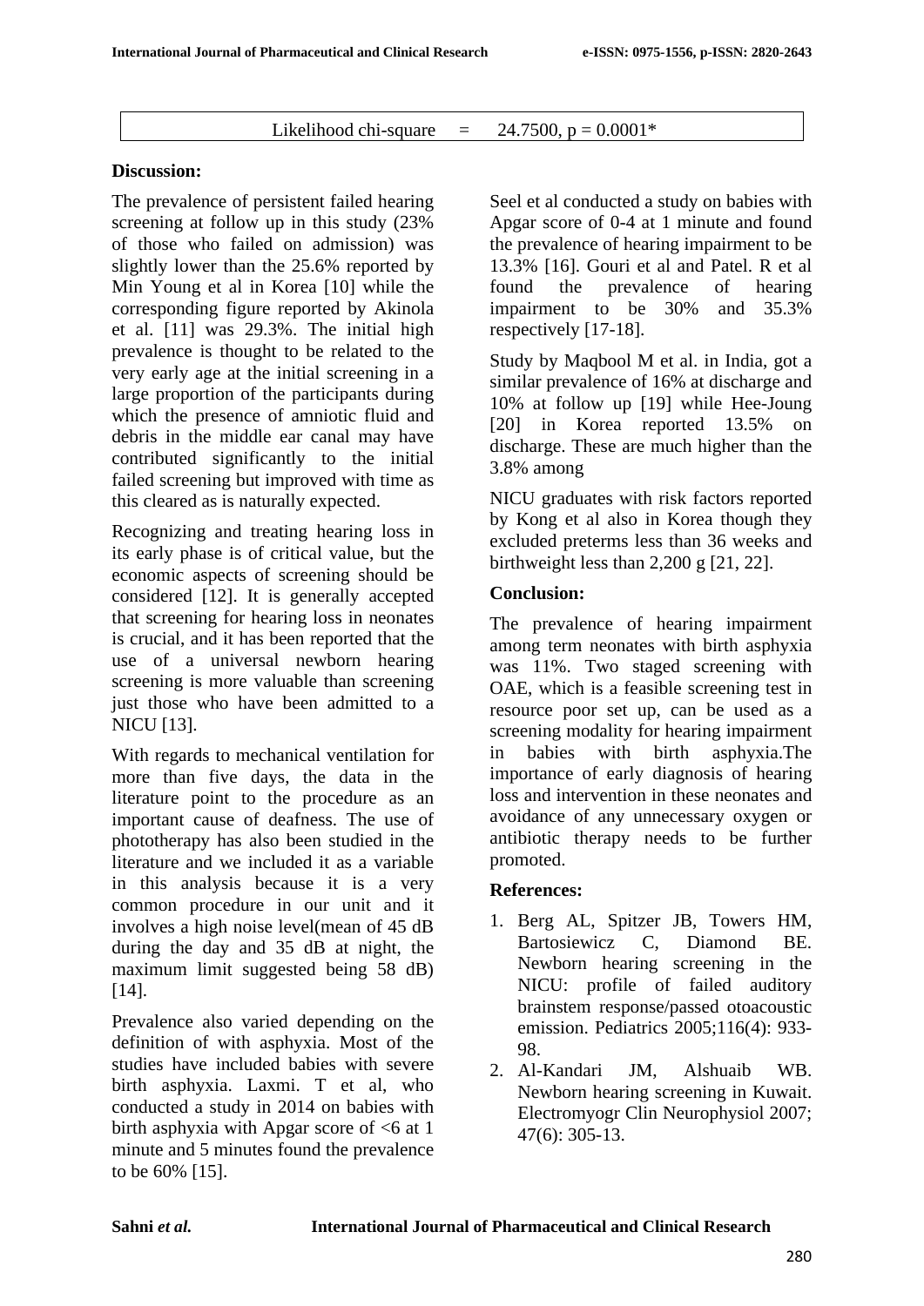| Likelihood chi-square = 24.7500, p = 0.0001* |
|---|

**Discussion:**

The prevalence of persistent failed hearing screening at follow up in this study (23% of those who failed on admission) was slightly lower than the 25.6% reported by Min Young et al in Korea [10] while the corresponding figure reported by Akinola et al. [11] was 29.3%. The initial high prevalence is thought to be related to the very early age at the initial screening in a large proportion of the participants during which the presence of amniotic fluid and debris in the middle ear canal may have contributed significantly to the initial failed screening but improved with time as this cleared as is naturally expected.

Recognizing and treating hearing loss in its early phase is of critical value, but the economic aspects of screening should be considered [12]. It is generally accepted that screening for hearing loss in neonates is crucial, and it has been reported that the use of a universal newborn hearing screening is more valuable than screening just those who have been admitted to a NICU [13].

With regards to mechanical ventilation for more than five days, the data in the literature point to the procedure as an important cause of deafness. The use of phototherapy has also been studied in the literature and we included it as a variable in this analysis because it is a very common procedure in our unit and it involves a high noise level(mean of 45 dB during the day and 35 dB at night, the maximum limit suggested being 58 dB) [14].

Prevalence also varied depending on the definition of with asphyxia. Most of the studies have included babies with severe birth asphyxia. Laxmi. T et al, who conducted a study in 2014 on babies with birth asphyxia with Apgar score of <6 at 1 minute and 5 minutes found the prevalence to be 60% [15].

Seel et al conducted a study on babies with Apgar score of 0-4 at 1 minute and found the prevalence of hearing impairment to be 13.3% [16]. Gouri et al and Patel. R et al found the prevalence of hearing impairment to be 30% and 35.3% respectively [17-18].

Study by Maqbool M et al. in India, got a similar prevalence of 16% at discharge and 10% at follow up [19] while Hee-Joung [20] in Korea reported 13.5% on discharge. These are much higher than the 3.8% among

NICU graduates with risk factors reported by Kong et al also in Korea though they excluded preterms less than 36 weeks and birthweight less than 2,200 g [21, 22].

**Conclusion:**

The prevalence of hearing impairment among term neonates with birth asphyxia was 11%. Two staged screening with OAE, which is a feasible screening test in resource poor set up, can be used as a screening modality for hearing impairment in babies with birth asphyxia.The importance of early diagnosis of hearing loss and intervention in these neonates and avoidance of any unnecessary oxygen or antibiotic therapy needs to be further promoted.

**References:**

1. Berg AL, Spitzer JB, Towers HM, Bartosiewicz C, Diamond BE. Newborn hearing screening in the NICU: profile of failed auditory brainstem response/passed otoacoustic emission. Pediatrics 2005;116(4): 933-98.
2. Al-Kandari JM, Alshuaib WB. Newborn hearing screening in Kuwait. Electromyogr Clin Neurophysiol 2007; 47(6): 305-13.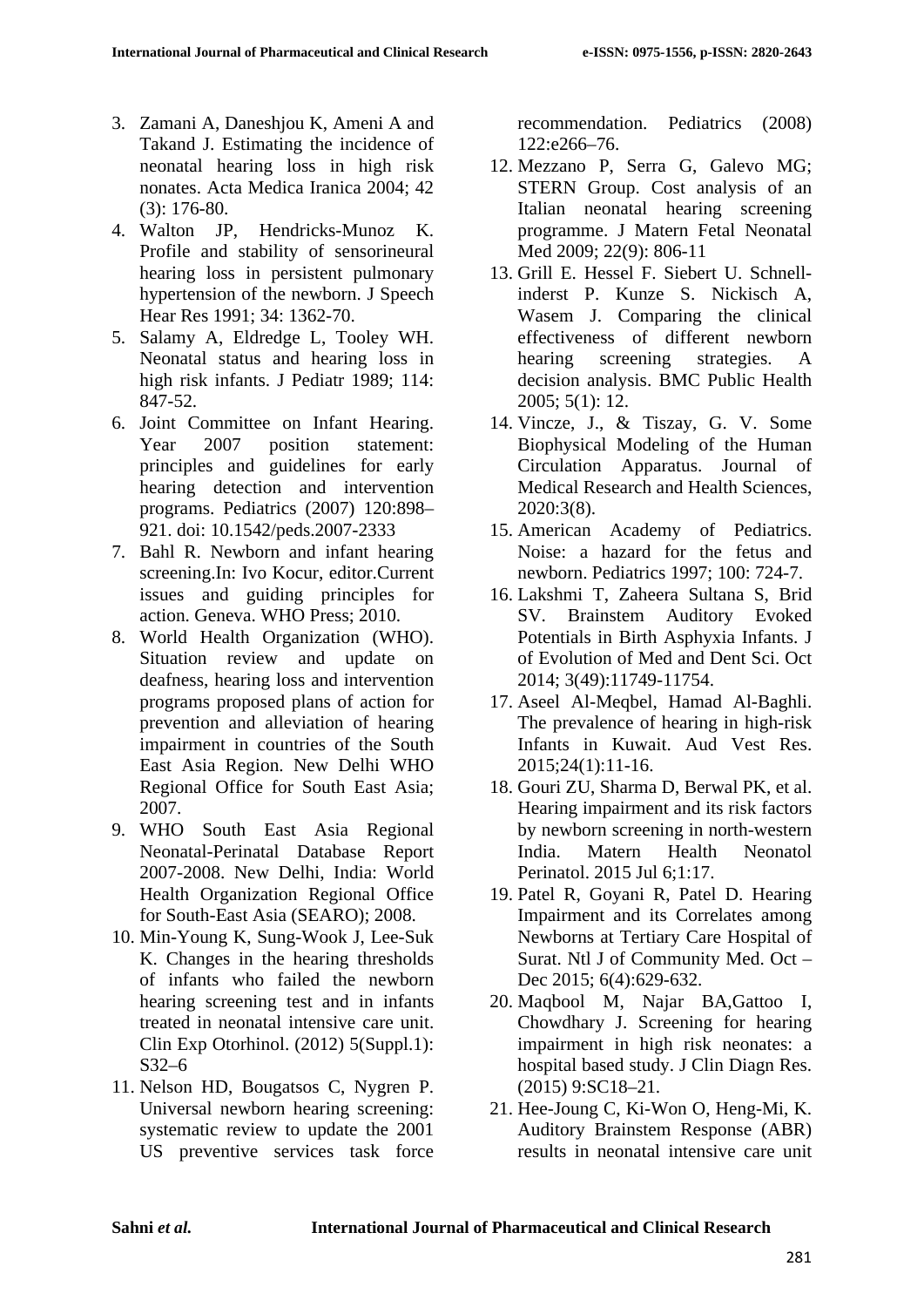3. Zamani A, Daneshjou K, Ameni A and Takand J. Estimating the incidence of neonatal hearing loss in high risk nonates. Acta Medica Iranica 2004; 42 (3): 176-80.
4. Walton JP, Hendricks-Munoz K. Profile and stability of sensorineural hearing loss in persistent pulmonary hypertension of the newborn. J Speech Hear Res 1991; 34: 1362-70.
5. Salamy A, Eldredge L, Tooley WH. Neonatal status and hearing loss in high risk infants. J Pediatr 1989; 114: 847-52.
6. Joint Committee on Infant Hearing. Year 2007 position statement: principles and guidelines for early hearing detection and intervention programs. Pediatrics (2007) 120:898–921. doi: 10.1542/peds.2007-2333
7. Bahl R. Newborn and infant hearing screening.In: Ivo Kocur, editor.Current issues and guiding principles for action. Geneva. WHO Press; 2010.
8. World Health Organization (WHO). Situation review and update on deafness, hearing loss and intervention programs proposed plans of action for prevention and alleviation of hearing impairment in countries of the South East Asia Region. New Delhi WHO Regional Office for South East Asia; 2007.
9. WHO South East Asia Regional Neonatal-Perinatal Database Report 2007-2008. New Delhi, India: World Health Organization Regional Office for South-East Asia (SEARO); 2008.
10. Min-Young K, Sung-Wook J, Lee-Suk K. Changes in the hearing thresholds of infants who failed the newborn hearing screening test and in infants treated in neonatal intensive care unit. Clin Exp Otorhinol. (2012) 5(Suppl.1): S32–6
11. Nelson HD, Bougatsos C, Nygren P. Universal newborn hearing screening: systematic review to update the 2001 US preventive services task force recommendation. Pediatrics (2008) 122:e266–76.
12. Mezzano P, Serra G, Galevo MG; STERN Group. Cost analysis of an Italian neonatal hearing screening programme. J Matern Fetal Neonatal Med 2009; 22(9): 806-11
13. Grill E. Hessel F. Siebert U. Schnell-inderst P. Kunze S. Nickisch A, Wasem J. Comparing the clinical effectiveness of different newborn hearing screening strategies. A decision analysis. BMC Public Health 2005; 5(1): 12.
14. Vincze, J., & Tiszay, G. V. Some Biophysical Modeling of the Human Circulation Apparatus. Journal of Medical Research and Health Sciences, 2020:3(8).
15. American Academy of Pediatrics. Noise: a hazard for the fetus and newborn. Pediatrics 1997; 100: 724-7.
16. Lakshmi T, Zaheera Sultana S, Brid SV. Brainstem Auditory Evoked Potentials in Birth Asphyxia Infants. J of Evolution of Med and Dent Sci. Oct 2014; 3(49):11749-11754.
17. Aseel Al-Meqbel, Hamad Al-Baghli. The prevalence of hearing in high-risk Infants in Kuwait. Aud Vest Res. 2015;24(1):11-16.
18. Gouri ZU, Sharma D, Berwal PK, et al. Hearing impairment and its risk factors by newborn screening in north-western India. Matern Health Neonatol Perinatol. 2015 Jul 6;1:17.
19. Patel R, Goyani R, Patel D. Hearing Impairment and its Correlates among Newborns at Tertiary Care Hospital of Surat. Ntl J of Community Med. Oct – Dec 2015; 6(4):629-632.
20. Maqbool M, Najar BA,Gattoo I, Chowdhary J. Screening for hearing impairment in high risk neonates: a hospital based study. J Clin Diagn Res. (2015) 9:SC18–21.
21. Hee-Joung C, Ki-Won O, Heng-Mi, K. Auditory Brainstem Response (ABR) results in neonatal intensive care unit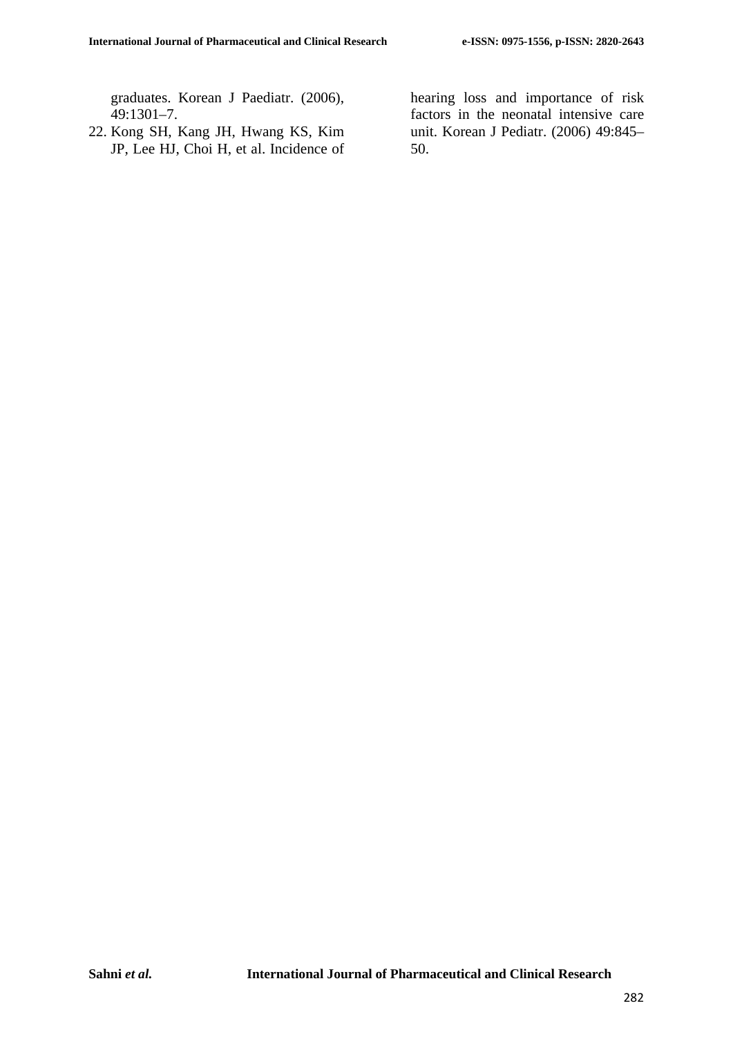graduates. Korean J Paediatr. (2006), 49:1301–7.

22. Kong SH, Kang JH, Hwang KS, Kim JP, Lee HJ, Choi H, et al. Incidence of hearing loss and importance of risk factors in the neonatal intensive care unit. Korean J Pediatr. (2006) 49:845–50.